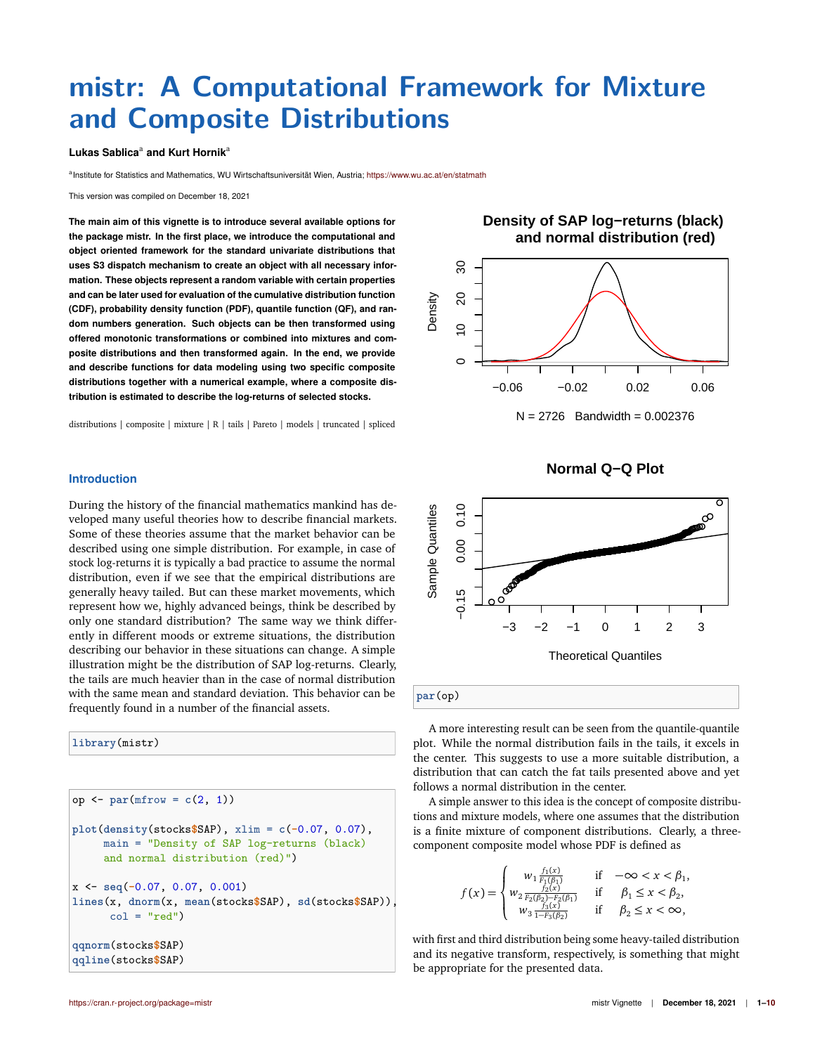# mistr: A Computational Framework for Mixture and Composite Distributions

**Lukas Sablica**[a] **and Kurt Hornik**[a]

[a]Institute for Statistics and Mathematics, WU Wirtschaftsuniversität Wien, Austria; https://www.wu.ac.at/en/statmath

This version was compiled on December 18, 2021

**The main aim of this vignette is to introduce several available options for the package mistr. In the first place, we introduce the computational and object oriented framework for the standard univariate distributions that uses S3 dispatch mechanism to create an object with all necessary information. These objects represent a random variable with certain properties and can be later used for evaluation of the cumulative distribution function (CDF), probability density function (PDF), quantile function (QF), and random numbers generation. Such objects can be then transformed using offered monotonic transformations or combined into mixtures and composite distributions and then transformed again. In the end, we provide and describe functions for data modeling using two specific composite distributions together with a numerical example, where a composite distribution is estimated to describe the log-returns of selected stocks.**

distributions | composite | mixture | R | tails | Pareto | models | truncated | spliced

## Introduction

During the history of the financial mathematics mankind has developed many useful theories how to describe financial markets. Some of these theories assume that the market behavior can be described using one simple distribution. For example, in case of stock log-returns it is typically a bad practice to assume the normal distribution, even if we see that the empirical distributions are generally heavy tailed. But can these market movements, which represent how we, highly advanced beings, think be described by only one standard distribution? The same way we think differently in different moods or extreme situations, the distribution describing our behavior in these situations can change. A simple illustration might be the distribution of SAP log-returns. Clearly, the tails are much heavier than in the case of normal distribution with the same mean and standard deviation. This behavior can be frequently found in a number of the financial assets.

```
library(mistr)
```

```
op <- par(mfrow = c(2, 1))

plot(density(stocks$SAP), xlim = c(-0.07, 0.07),
     main = "Density of SAP log-returns (black)
     and normal distribution (red)")

x <- seq(-0.07, 0.07, 0.001)
lines(x, dnorm(x, mean(stocks$SAP), sd(stocks$SAP)),
      col = "red")

qqnorm(stocks$SAP)
qqline(stocks$SAP)
```

```
par(op)
```

A more interesting result can be seen from the quantile-quantile plot. While the normal distribution fails in the tails, it excels in the center. This suggests to use a more suitable distribution, a distribution that can catch the fat tails presented above and yet follows a normal distribution in the center.

A simple answer to this idea is the concept of composite distributions and mixture models, where one assumes that the distribution is a finite mixture of component distributions. Clearly, a three-component composite model whose PDF is defined as

$$f(x) = \begin{cases} w_1 \frac{f_1(x)}{F_1(\beta_1)} & \text{if} \quad -\infty < x < \beta_1, \\ w_2 \frac{f_2(x)}{F_2(\beta_2)-F_2(\beta_1)} & \text{if} \quad \beta_1 \leq x < \beta_2, \\ w_3 \frac{f_3(x)}{1-F_3(\beta_2)} & \text{if} \quad \beta_2 \leq x < \infty, \end{cases}$$

with first and third distribution being some heavy-tailed distribution and its negative transform, respectively, is something that might be appropriate for the presented data.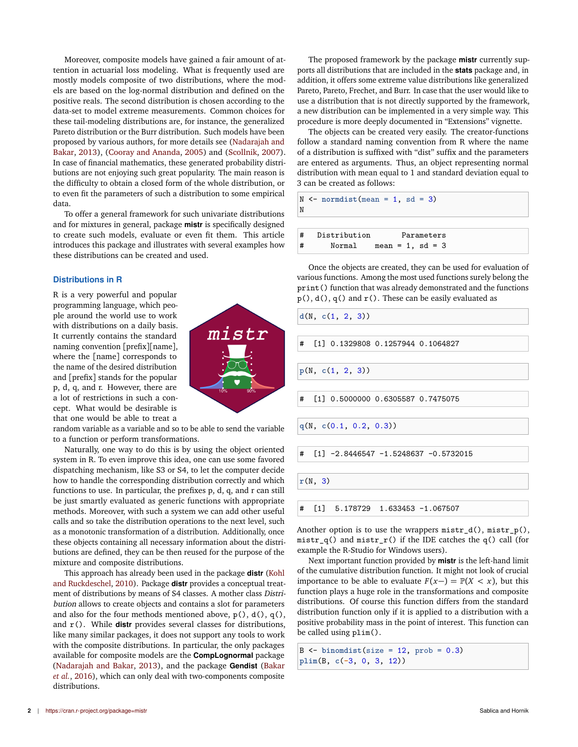Moreover, composite models have gained a fair amount of attention in actuarial loss modeling. What is frequently used are mostly models composite of two distributions, where the models are based on the log-normal distribution and defined on the positive reals. The second distribution is chosen according to the data-set to model extreme measurements. Common choices for these tail-modeling distributions are, for instance, the generalized Pareto distribution or the Burr distribution. Such models have been proposed by various authors, for more details see (Nadarajah and Bakar, 2013), (Cooray and Ananda, 2005) and (Scollnik, 2007). In case of financial mathematics, these generated probability distributions are not enjoying such great popularity. The main reason is the difficulty to obtain a closed form of the whole distribution, or to even fit the parameters of such a distribution to some empirical data.

To offer a general framework for such univariate distributions and for mixtures in general, package **mistr** is specifically designed to create such models, evaluate or even fit them. This article introduces this package and illustrates with several examples how these distributions can be created and used.

## Distributions in R

R is a very powerful and popular programming language, which people around the world use to work with distributions on a daily basis. It currently contains the standard naming convention [prefix][name], where the [name] corresponds to the name of the desired distribution and [prefix] stands for the popular p, d, q, and r. However, there are a lot of restrictions in such a concept. What would be desirable is that one would be able to treat a random variable as a variable and so to be able to send the variable to a function or perform transformations.

Naturally, one way to do this is by using the object oriented system in R. To even improve this idea, one can use some favored dispatching mechanism, like S3 or S4, to let the computer decide how to handle the corresponding distribution correctly and which functions to use. In particular, the prefixes p, d, q, and r can still be just smartly evaluated as generic functions with appropriate methods. Moreover, with such a system we can add other useful calls and so take the distribution operations to the next level, such as a monotonic transformation of a distribution. Additionally, once these objects containing all necessary information about the distributions are defined, they can be then reused for the purpose of the mixture and composite distributions.

This approach has already been used in the package **distr** (Kohl and Ruckdeschel, 2010). Package **distr** provides a conceptual treatment of distributions by means of S4 classes. A mother class *Distribution* allows to create objects and contains a slot for parameters and also for the four methods mentioned above, `p()`, `d()`, `q()`, and `r()`. While **distr** provides several classes for distributions, like many similar packages, it does not support any tools to work with the composite distributions. In particular, the only packages available for composite models are the **CompLognormal** package (Nadarajah and Bakar, 2013), and the package **Gendist** (Bakar *et al.*, 2016), which can only deal with two-components composite distributions.

The proposed framework by the package **mistr** currently supports all distributions that are included in the **stats** package and, in addition, it offers some extreme value distributions like generalized Pareto, Pareto, Frechet, and Burr. In case that the user would like to use a distribution that is not directly supported by the framework, a new distribution can be implemented in a very simple way. This procedure is more deeply documented in "Extensions" vignette.

The objects can be created very easily. The creator-functions follow a standard naming convention from R where the name of a distribution is suffixed with "dist" suffix and the parameters are entered as arguments. Thus, an object representing normal distribution with mean equal to 1 and standard deviation equal to 3 can be created as follows:

```
N <- normdist(mean = 1, sd = 3)
N
```

```
#   Distribution       Parameters
#      Normal     mean = 1, sd = 3
```

Once the objects are created, they can be used for evaluation of various functions. Among the most used functions surely belong the `print()` function that was already demonstrated and the functions `p()`, `d()`, `q()` and `r()`. These can be easily evaluated as

```
d(N, c(1, 2, 3))
```

```
#  [1] 0.1329808 0.1257944 0.1064827
```

```
p(N, c(1, 2, 3))
```

```
#  [1] 0.5000000 0.6305587 0.7475075
```

```
q(N, c(0.1, 0.2, 0.3))
```

```
#  [1] -2.8446547 -1.5248637 -0.5732015
```

```
r(N, 3)
```

```
#  [1]  5.178729  1.633453 -1.067507
```

Another option is to use the wrappers `mistr_d()`, `mistr_p()`, `mistr_q()` and `mistr_r()` if the IDE catches the `q()` call (for example the R-Studio for Windows users).

Next important function provided by **mistr** is the left-hand limit of the cumulative distribution function. It might not look of crucial importance to be able to evaluate $F(x-) = \mathbb{P}(X < x)$, but this function plays a huge role in the transformations and composite distributions. Of course this function differs from the standard distribution function only if it is applied to a distribution with a positive probability mass in the point of interest. This function can be called using `plim()`.

```
B <- binomdist(size = 12, prob = 0.3)
plim(B, c(-3, 0, 3, 12))
```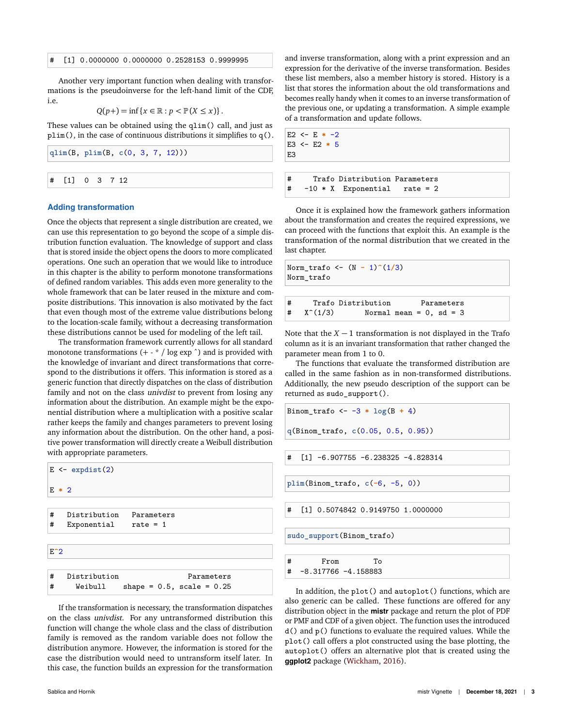```
#   [1] 0.0000000 0.0000000 0.2528153 0.9999995
```

Another very important function when dealing with transformations is the pseudoinverse for the left-hand limit of the CDF, i.e.

$$Q(p+) = \inf\{x \in \mathbb{R} : p < \mathbb{P}(X \leq x)\}.$$

These values can be obtained using the `qlim()` call, and just as `plim()`, in the case of continuous distributions it simplifies to `q()`.

```
qlim(B, plim(B, c(0, 3, 7, 12)))
```

```
#   [1]  0  3  7 12
```

### Adding transformation

Once the objects that represent a single distribution are created, we can use this representation to go beyond the scope of a simple distribution function evaluation. The knowledge of support and class that is stored inside the object opens the doors to more complicated operations. One such an operation that we would like to introduce in this chapter is the ability to perform monotone transformations of defined random variables. This adds even more generality to the whole framework that can be later reused in the mixture and composite distributions. This innovation is also motivated by the fact that even though most of the extreme value distributions belong to the location-scale family, without a decreasing transformation these distributions cannot be used for modeling of the left tail.

The transformation framework currently allows for all standard monotone transformations (+ - * / log exp ^) and is provided with the knowledge of invariant and direct transformations that correspond to the distributions it offers. This information is stored as a generic function that directly dispatches on the class of distribution family and not on the class *univdist* to prevent from losing any information about the distribution. An example might be the exponential distribution where a multiplication with a positive scalar rather keeps the family and changes parameters to prevent losing any information about the distribution. On the other hand, a positive power transformation will directly create a Weibull distribution with appropriate parameters.

```
E <- expdist(2)

E * 2
```

```
#   Distribution   Parameters
#   Exponential    rate = 1
```

```
E^2
```

```
#   Distribution                Parameters
#     Weibull     shape = 0.5, scale = 0.25
```

If the transformation is necessary, the transformation dispatches on the class *univdist*. For any untransformed distribution this function will change the whole class and the class of distribution family is removed as the random variable does not follow the distribution anymore. However, the information is stored for the case the distribution would need to untransform itself later. In this case, the function builds an expression for the transformation and inverse transformation, along with a print expression and an expression for the derivative of the inverse transformation. Besides these list members, also a member history is stored. History is a list that stores the information about the old transformations and becomes really handy when it comes to an inverse transformation of the previous one, or updating a transformation. A simple example of a transformation and update follows.

```
E2 <- E * -2
E3 <- E2 * 5
E3
```

```
#     Trafo Distribution Parameters
#   -10 * X  Exponential    rate = 2
```

Once it is explained how the framework gathers information about the transformation and creates the required expressions, we can proceed with the functions that exploit this. An example is the transformation of the normal distribution that we created in the last chapter.

```
Norm_trafo <- (N - 1)^(1/3)
Norm_trafo
```

```
#     Trafo Distribution       Parameters
#   X^(1/3)       Normal mean = 0, sd = 3
```

Note that the $X-1$ transformation is not displayed in the Trafo column as it is an invariant transformation that rather changed the parameter mean from 1 to 0.

The functions that evaluate the transformed distribution are called in the same fashion as in non-transformed distributions. Additionally, the new pseudo description of the support can be returned as `sudo_support()`.

```
Binom_trafo <- -3 * log(B + 4)

q(Binom_trafo, c(0.05, 0.5, 0.95))
```

```
#   [1] -6.907755 -6.238325 -4.828314
```

```
plim(Binom_trafo, c(-6, -5, 0))
```

```
#   [1] 0.5074842 0.9149750 1.0000000
```

```
sudo_support(Binom_trafo)
```

```
#        From        To
#   -8.317766 -4.158883
```

In addition, the `plot()` and `autoplot()` functions, which are also generic can be called. These functions are offered for any distribution object in the **mistr** package and return the plot of PDF or PMF and CDF of a given object. The function uses the introduced `d()` and `p()` functions to evaluate the required values. While the `plot()` call offers a plot constructed using the base plotting, the `autoplot()` offers an alternative plot that is created using the **ggplot2** package (Wickham, 2016).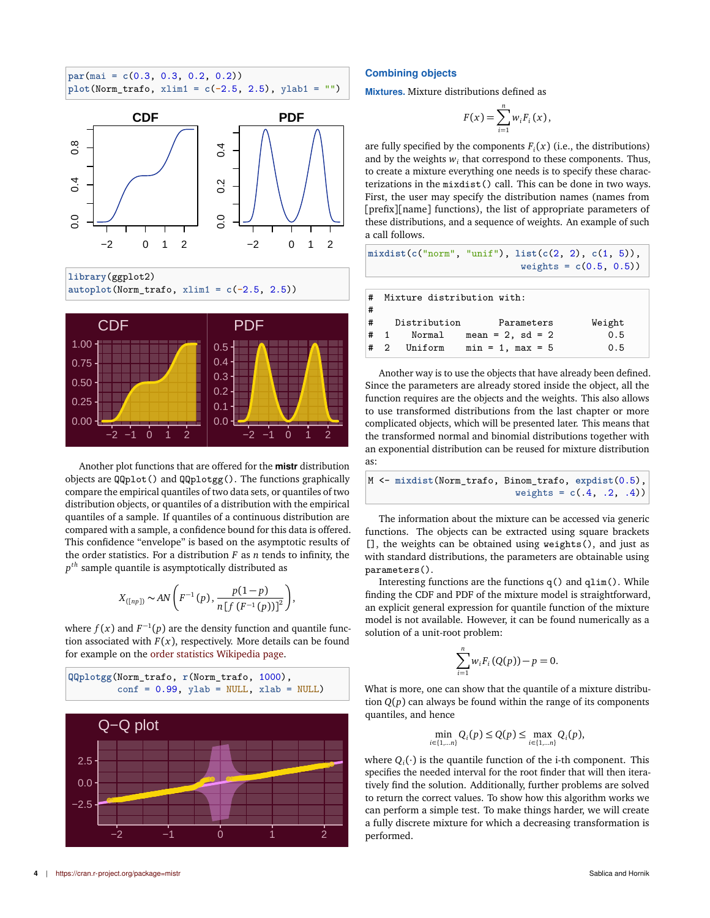```
par(mai = c(0.3, 0.3, 0.2, 0.2))
plot(Norm_trafo, xlim1 = c(-2.5, 2.5), ylab1 = "")
```

```
library(ggplot2)
autoplot(Norm_trafo, xlim1 = c(-2.5, 2.5))
```

Another plot functions that are offered for the **mistr** distribution objects are `QQplot()` and `QQplotgg()`. The functions graphically compare the empirical quantiles of two data sets, or quantiles of two distribution objects, or quantiles of a distribution with the empirical quantiles of a sample. If quantiles of a continuous distribution are compared with a sample, a confidence bound for this data is offered. This confidence "envelope" is based on the asymptotic results of the order statistics. For a distribution $F$ as $n$ tends to infinity, the $p^{th}$ sample quantile is asymptotically distributed as

$$X_{(\lceil np \rceil)} \sim AN\left(F^{-1}(p), \frac{p(1-p)}{n\left[f\left(F^{-1}(p)\right)\right]^2}\right),$$

where $f(x)$ and $F^{-1}(p)$ are the density function and quantile function associated with $F(x)$, respectively. More details can be found for example on the order statistics Wikipedia page.

```
QQplotgg(Norm_trafo, r(Norm_trafo, 1000),
         conf = 0.99, ylab = NULL, xlab = NULL)
```

### Combining objects

**Mixtures.** Mixture distributions defined as

$$F(x) = \sum_{i=1}^{n} w_i F_i(x),$$

are fully specified by the components $F_i(x)$ (i.e., the distributions) and by the weights $w_i$ that correspond to these components. Thus, to create a mixture everything one needs is to specify these characterizations in the `mixdist()` call. This can be done in two ways. First, the user may specify the distribution names (names from [prefix][name] functions), the list of appropriate parameters of these distributions, and a sequence of weights. An example of such a call follows.

```
mixdist(c("norm", "unif"), list(c(2, 2), c(1, 5)),
                           weights = c(0.5, 0.5))
```

```
#  Mixture distribution with:
#
#    Distribution        Parameters        Weight
#  1     Normal     mean = 2, sd = 2          0.5
#  2    Uniform     min = 1, max = 5          0.5
```

Another way is to use the objects that have already been defined. Since the parameters are already stored inside the object, all the function requires are the objects and the weights. This also allows to use transformed distributions from the last chapter or more complicated objects, which will be presented later. This means that the transformed normal and binomial distributions together with an exponential distribution can be reused for mixture distribution as:

```
M <- mixdist(Norm_trafo, Binom_trafo, expdist(0.5),
                               weights = c(.4, .2, .4))
```

The information about the mixture can be accessed via generic functions. The objects can be extracted using square brackets `[]`, the weights can be obtained using `weights()`, and just as with standard distributions, the parameters are obtainable using `parameters()`.

Interesting functions are the functions `q()` and `qlim()`. While finding the CDF and PDF of the mixture model is straightforward, an explicit general expression for quantile function of the mixture model is not available. However, it can be found numerically as a solution of a unit-root problem:

$$\sum_{i=1}^{n} w_i F_i(Q(p)) - p = 0.$$

What is more, one can show that the quantile of a mixture distribution $Q(p)$ can always be found within the range of its components quantiles, and hence

$$\min_{i \in \{1,\ldots,n\}} Q_i(p) \leq Q(p) \leq \max_{i \in \{1,\ldots,n\}} Q_i(p),$$

where $Q_i(\cdot)$ is the quantile function of the i-th component. This specifies the needed interval for the root finder that will then iteratively find the solution. Additionally, further problems are solved to return the correct values. To show how this algorithm works we can perform a simple test. To make things harder, we will create a fully discrete mixture for which a decreasing transformation is performed.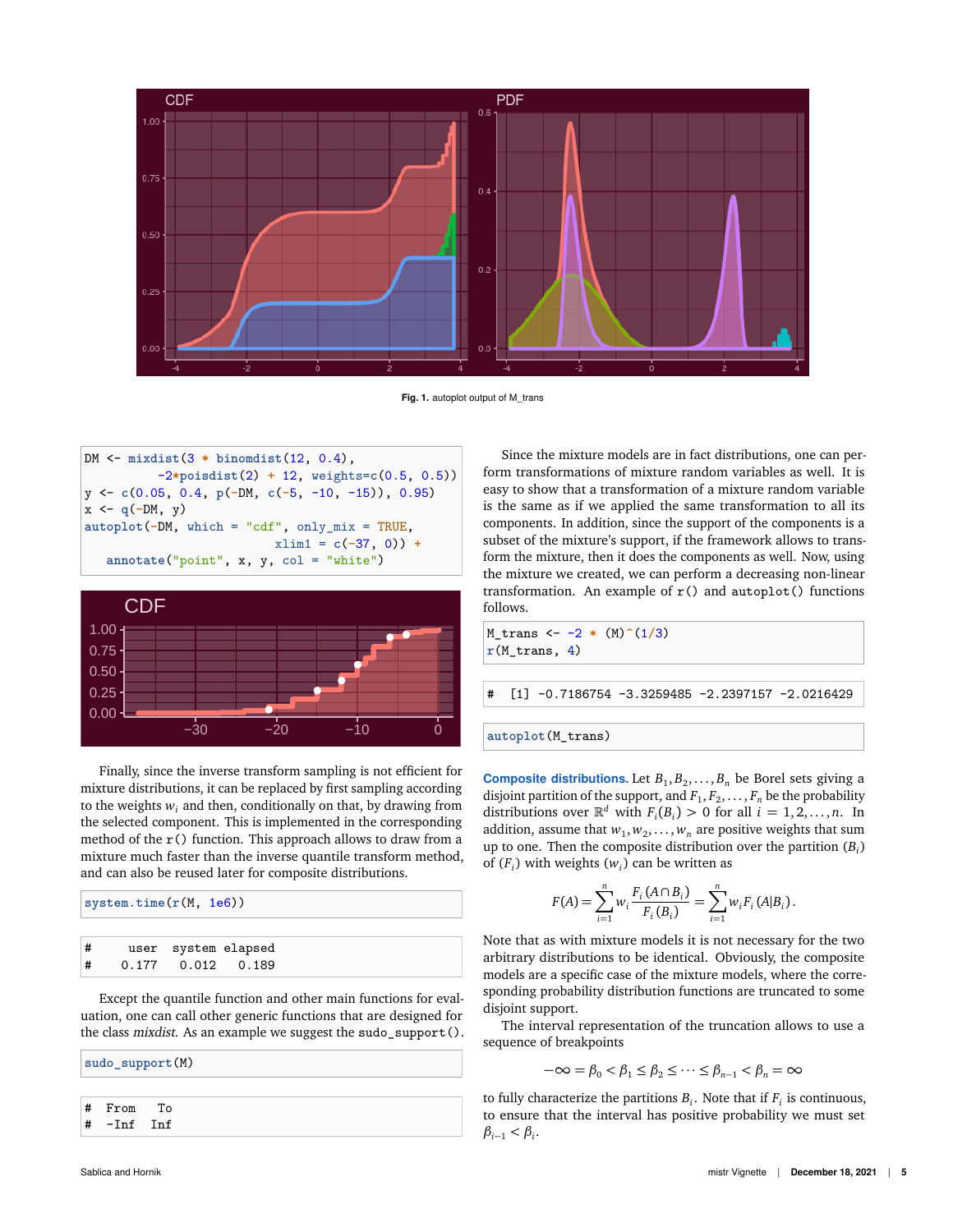**Fig. 1.** autoplot output of M_trans

```
DM <- mixdist(3 * binomdist(12, 0.4),
          -2*poisdist(2) + 12, weights=c(0.5, 0.5))
y <- c(0.05, 0.4, p(-DM, c(-5, -10, -15)), 0.95)
x <- q(-DM, y)
autoplot(-DM, which = "cdf", only_mix = TRUE,
                        xlim1 = c(-37, 0)) +
   annotate("point", x, y, col = "white")
```

Finally, since the inverse transform sampling is not efficient for mixture distributions, it can be replaced by first sampling according to the weights $w_i$ and then, conditionally on that, by drawing from the selected component. This is implemented in the corresponding method of the `r()` function. This approach allows to draw from a mixture much faster than the inverse quantile transform method, and can also be reused later for composite distributions.

```
system.time(r(M, 1e6))
```

```
#     user  system elapsed
#    0.177   0.012   0.189
```

Except the quantile function and other main functions for evaluation, one can call other generic functions that are designed for the class *mixdist*. As an example we suggest the `sudo_support()`.

```
sudo_support(M)
```

```
#  From   To
#  -Inf  Inf
```

Since the mixture models are in fact distributions, one can perform transformations of mixture random variables as well. It is easy to show that a transformation of a mixture random variable is the same as if we applied the same transformation to all its components. In addition, since the support of the components is a subset of the mixture's support, if the framework allows to transform the mixture, then it does the components as well. Now, using the mixture we created, we can perform a decreasing non-linear transformation. An example of `r()` and `autoplot()` functions follows.

```
M_trans <- -2 * (M)^(1/3)
r(M_trans, 4)
```

```
#  [1] -0.7186754 -3.3259485 -2.2397157 -2.0216429
```

```
autoplot(M_trans)
```

**Composite distributions.** Let $B_1, B_2, \ldots, B_n$ be Borel sets giving a disjoint partition of the support, and $F_1, F_2, \ldots, F_n$ be the probability distributions over $\mathbb{R}^d$ with $F_i(B_i) > 0$ for all $i = 1, 2, \ldots, n$. In addition, assume that $w_1, w_2, \ldots, w_n$ are positive weights that sum up to one. Then the composite distribution over the partition $(B_i)$ of $(F_i)$ with weights $(w_i)$ can be written as

$$F(A) = \sum_{i=1}^{n} w_i \frac{F_i(A \cap B_i)}{F_i(B_i)} = \sum_{i=1}^{n} w_i F_i(A|B_i).$$

Note that as with mixture models it is not necessary for the two arbitrary distributions to be identical. Obviously, the composite models are a specific case of the mixture models, where the corresponding probability distribution functions are truncated to some disjoint support.

The interval representation of the truncation allows to use a sequence of breakpoints

$$-\infty = \beta_0 < \beta_1 \leq \beta_2 \leq \cdots \leq \beta_{n-1} < \beta_n = \infty$$

to fully characterize the partitions $B_i$. Note that if $F_i$ is continuous, to ensure that the interval has positive probability we must set $\beta_{i-1} < \beta_i$.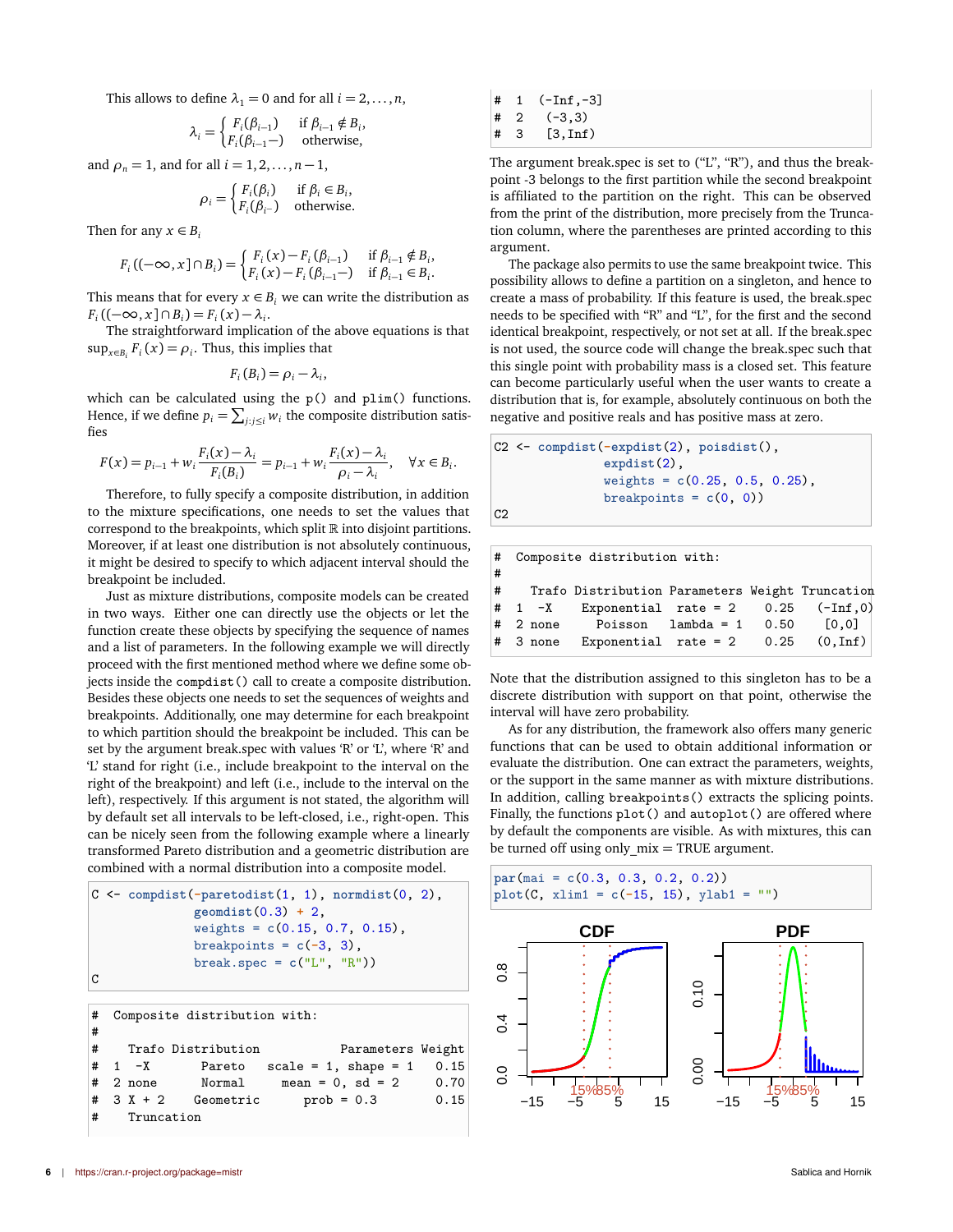This allows to define $\lambda_1 = 0$ and for all $i = 2, \ldots, n$,

$$\lambda_i = \begin{cases} F_i(\beta_{i-1}) & \text{if } \beta_{i-1} \notin B_i, \\ F_i(\beta_{i-1}-) & \text{otherwise,} \end{cases}$$

and $\rho_n = 1$, and for all $i = 1, 2, \ldots, n-1$,

$$\rho_i = \begin{cases} F_i(\beta_i) & \text{if } \beta_i \in B_i, \\ F_i(\beta_i-) & \text{otherwise.} \end{cases}$$

Then for any $x \in B_i$

$$F_i\left((-\infty, x] \cap B_i\right) = \begin{cases} F_i(x) - F_i(\beta_{i-1}) & \text{if } \beta_{i-1} \notin B_i, \\ F_i(x) - F_i(\beta_{i-1}-) & \text{if } \beta_{i-1} \in B_i. \end{cases}$$

This means that for every $x \in B_i$ we can write the distribution as $F_i\left((-\infty, x] \cap B_i\right) = F_i(x) - \lambda_i$.

The straightforward implication of the above equations is that $\sup_{x \in B_i} F_i(x) = \rho_i$. Thus, this implies that

$$F_i(B_i) = \rho_i - \lambda_i,$$

which can be calculated using the `p()` and `plim()` functions. Hence, if we define $p_i = \sum_{j:j \leq i} w_i$ the composite distribution satisfies

$$F(x) = p_{i-1} + w_i \frac{F_i(x) - \lambda_i}{F_i(B_i)} = p_{i-1} + w_i \frac{F_i(x) - \lambda_i}{\rho_i - \lambda_i}, \quad \forall x \in B_i.$$

Therefore, to fully specify a composite distribution, in addition to the mixture specifications, one needs to set the values that correspond to the breakpoints, which split $\mathbb{R}$ into disjoint partitions. Moreover, if at least one distribution is not absolutely continuous, it might be desired to specify to which adjacent interval should the breakpoint be included.

Just as mixture distributions, composite models can be created in two ways. Either one can directly use the objects or let the function create these objects by specifying the sequence of names and a list of parameters. In the following example we will directly proceed with the first mentioned method where we define some objects inside the `compdist()` call to create a composite distribution. Besides these objects one needs to set the sequences of weights and breakpoints. Additionally, one may determine for each breakpoint to which partition should the breakpoint be included. This can be set by the argument break.spec with values 'R' or 'L', where 'R' and 'L' stand for right (i.e., include breakpoint to the interval on the right of the breakpoint) and left (i.e., include to the interval on the left), respectively. If this argument is not stated, the algorithm will by default set all intervals to be left-closed, i.e., right-open. This can be nicely seen from the following example where a linearly transformed Pareto distribution and a geometric distribution are combined with a normal distribution into a composite model.

```
C <- compdist(-paretodist(1, 1), normdist(0, 2),
              geomdist(0.3) + 2,
              weights = c(0.15, 0.7, 0.15),
              breakpoints = c(-3, 3),
              break.spec = c("L", "R"))
C
```

```
#  Composite distribution with:
#
#    Trafo Distribution              Parameters Weight
#  1   -X        Pareto    scale = 1, shape = 1   0.15
#  2 none        Normal        mean = 0, sd = 2   0.70
#  3 X + 2    Geometric               prob = 0.3   0.15
#    Truncation
#  1 (-Inf,-3]
#  2   (-3,3)
#  3   [3,Inf)
```

The argument break.spec is set to ("L", "R"), and thus the breakpoint -3 belongs to the first partition while the second breakpoint is affiliated to the partition on the right. This can be observed from the print of the distribution, more precisely from the Truncation column, where the parentheses are printed according to this argument.

The package also permits to use the same breakpoint twice. This possibility allows to define a partition on a singleton, and hence to create a mass of probability. If this feature is used, the break.spec needs to be specified with "R" and "L", for the first and the second identical breakpoint, respectively, or not set at all. If the break.spec is not used, the source code will change the break.spec such that this single point with probability mass is a closed set. This feature can become particularly useful when the user wants to create a distribution that is, for example, absolutely continuous on both the negative and positive reals and has positive mass at zero.

```
C2 <- compdist(-expdist(2), poisdist(),
               expdist(2),
               weights = c(0.25, 0.5, 0.25),
               breakpoints = c(0, 0))
C2
```

```
#  Composite distribution with:
#
#    Trafo Distribution Parameters Weight Truncation
#  1   -X  Exponential   rate = 2   0.25   (-Inf,0)
#  2 none      Poisson lambda = 1   0.50      [0,0]
#  3 none  Exponential   rate = 2   0.25    (0,Inf)
```

Note that the distribution assigned to this singleton has to be a discrete distribution with support on that point, otherwise the interval will have zero probability.

As for any distribution, the framework also offers many generic functions that can be used to obtain additional information or evaluate the distribution. One can extract the parameters, weights, or the support in the same manner as with mixture distributions. In addition, calling `breakpoints()` extracts the splicing points. Finally, the functions `plot()` and `autoplot()` are offered where by default the components are visible. As with mixtures, this can be turned off using only_mix = TRUE argument.

```
par(mai = c(0.3, 0.3, 0.2, 0.2))
plot(C, xlim1 = c(-15, 15), ylab1 = "")
```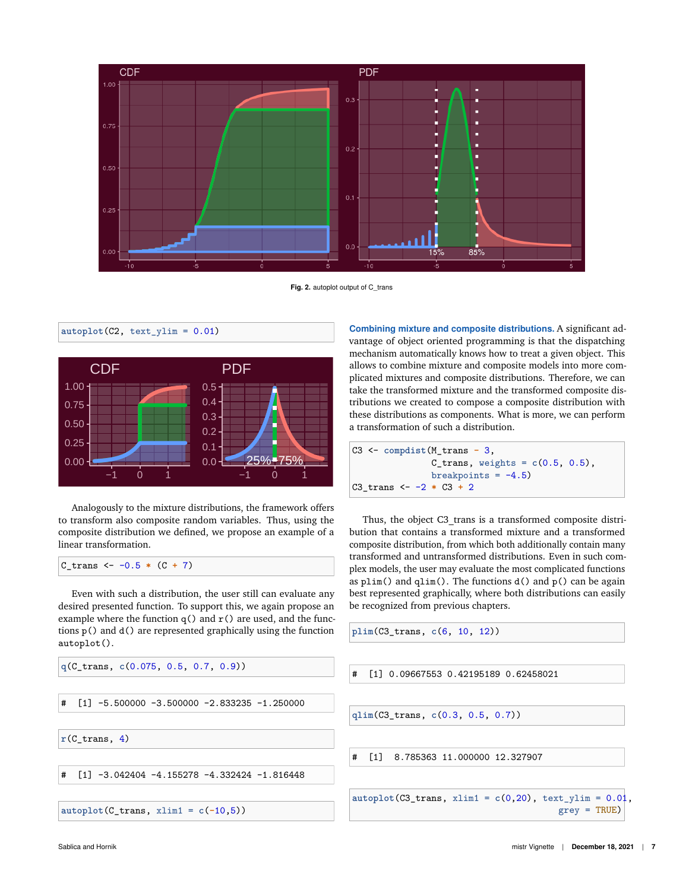Fig. 2. autoplot output of C_trans

```
autoplot(C2, text_ylim = 0.01)
```

Analogously to the mixture distributions, the framework offers to transform also composite random variables. Thus, using the composite distribution we defined, we propose an example of a linear transformation.

```
C_trans <- -0.5 * (C + 7)
```

Even with such a distribution, the user still can evaluate any desired presented function. To support this, we again propose an example where the function q() and r() are used, and the functions p() and d() are represented graphically using the function autoplot().

```
q(C_trans, c(0.075, 0.5, 0.7, 0.9))
```

```
#  [1] -5.500000 -3.500000 -2.833235 -1.250000
```

```
r(C_trans, 4)
```

```
#  [1] -3.042404 -4.155278 -4.332424 -1.816448
```

```
autoplot(C_trans, xlim1 = c(-10,5))
```

**Combining mixture and composite distributions.** A significant advantage of object oriented programming is that the dispatching mechanism automatically knows how to treat a given object. This allows to combine mixture and composite models into more complicated mixtures and composite distributions. Therefore, we can take the transformed mixture and the transformed composite distributions we created to compose a composite distribution with these distributions as components. What is more, we can perform a transformation of such a distribution.

```
C3 <- compdist(M_trans - 3,
               C_trans, weights = c(0.5, 0.5),
               breakpoints = -4.5)
C3_trans <- -2 * C3 + 2
```

Thus, the object C3_trans is a transformed composite distribution that contains a transformed mixture and a transformed composite distribution, from which both additionally contain many transformed and untransformed distributions. Even in such complex models, the user may evaluate the most complicated functions as plim() and qlim(). The functions d() and p() can be again best represented graphically, where both distributions can easily be recognized from previous chapters.

```
plim(C3_trans, c(6, 10, 12))
```

```
#  [1] 0.09667553 0.42195189 0.62458021
```

```
qlim(C3_trans, c(0.3, 0.5, 0.7))
```

```
#  [1]  8.785363 11.000000 12.327907
```

```
autoplot(C3_trans, xlim1 = c(0,20), text_ylim = 0.01,
         grey = TRUE)
```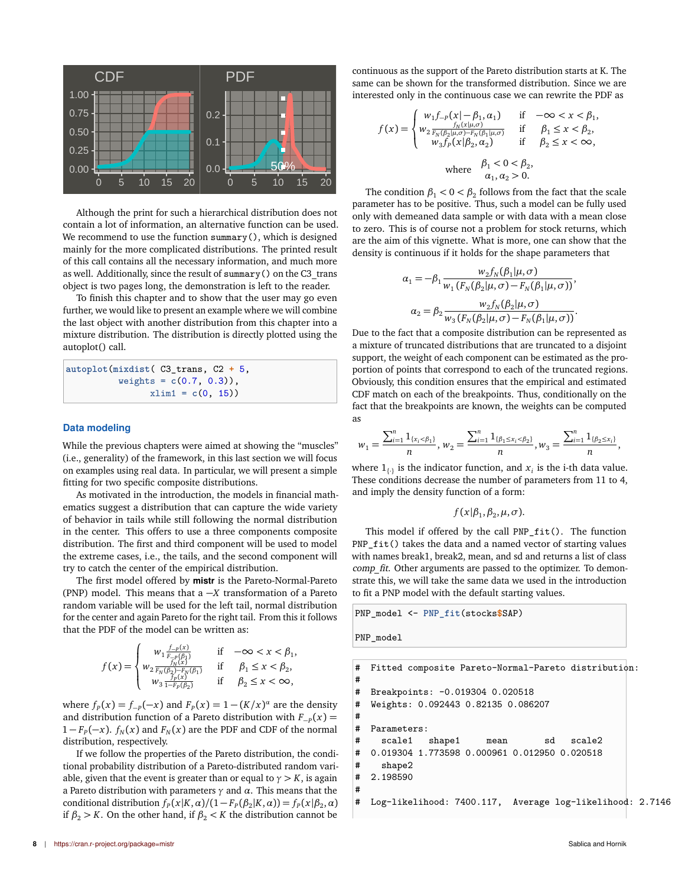Although the print for such a hierarchical distribution does not contain a lot of information, an alternative function can be used. We recommend to use the function `summary()`, which is designed mainly for the more complicated distributions. The printed result of this call contains all the necessary information, and much more as well. Additionally, since the result of `summary()` on the C3_trans object is two pages long, the demonstration is left to the reader.

To finish this chapter and to show that the user may go even further, we would like to present an example where we will combine the last object with another distribution from this chapter into a mixture distribution. The distribution is directly plotted using the autoplot() call.

```
autoplot(mixdist( C3_trans, C2 + 5,
          weights = c(0.7, 0.3)),
              xlim1 = c(0, 15))
```

## Data modeling

While the previous chapters were aimed at showing the "muscles" (i.e., generality) of the framework, in this last section we will focus on examples using real data. In particular, we will present a simple fitting for two specific composite distributions.

As motivated in the introduction, the models in financial mathematics suggest a distribution that can capture the wide variety of behavior in tails while still following the normal distribution in the center. This offers to use a three components composite distribution. The first and third component will be used to model the extreme cases, i.e., the tails, and the second component will try to catch the center of the empirical distribution.

The first model offered by **mistr** is the Pareto-Normal-Pareto (PNP) model. This means that a $-X$ transformation of a Pareto random variable will be used for the left tail, normal distribution for the center and again Pareto for the right tail. From this it follows that the PDF of the model can be written as:

$$f(x) = \begin{cases} w_1 \frac{f_{-P}(x)}{F_{-P}(\beta_1)} & \text{if} \quad -\infty < x < \beta_1, \\ w_2 \frac{f_N(x)}{F_N(\beta_2) - F_N(\beta_1)} & \text{if} \quad \beta_1 \le x < \beta_2, \\ w_3 \frac{f_P(x)}{1 - F_P(\beta_2)} & \text{if} \quad \beta_2 \le x < \infty, \end{cases}$$

where $f_P(x) = f_{-P}(-x)$ and $F_P(x) = 1 - (K/x)^\alpha$ are the density and distribution function of a Pareto distribution with $F_{-P}(x) = 1 - F_P(-x)$. $f_N(x)$ and $F_N(x)$ are the PDF and CDF of the normal distribution, respectively.

If we follow the properties of the Pareto distribution, the conditional probability distribution of a Pareto-distributed random variable, given that the event is greater than or equal to $\gamma > K$, is again a Pareto distribution with parameters $\gamma$ and $\alpha$. This means that the conditional distribution $f_P(x|K,\alpha)/(1 - F_P(\beta_2|K,\alpha)) = f_P(x|\beta_2,\alpha)$ if $\beta_2 > K$. On the other hand, if $\beta_2 < K$ the distribution cannot be continuous as the support of the Pareto distribution starts at K. The same can be shown for the transformed distribution. Since we are interested only in the continuous case we can rewrite the PDF as

$$f(x) = \begin{cases} w_1 f_{-P}(x|-\beta_1,\alpha_1) & \text{if} \quad -\infty < x < \beta_1, \\ w_2 \frac{f_N(x|\mu,\sigma)}{F_N(\beta_2|\mu,\sigma) - F_N(\beta_1|\mu,\sigma)} & \text{if} \quad \beta_1 \le x < \beta_2, \\ w_3 f_P(x|\beta_2,\alpha_2) & \text{if} \quad \beta_2 \le x < \infty, \end{cases}$$

$$\text{where} \quad \begin{array}{l} \beta_1 < 0 < \beta_2, \\ \alpha_1, \alpha_2 > 0. \end{array}$$

The condition $\beta_1 < 0 < \beta_2$ follows from the fact that the scale parameter has to be positive. Thus, such a model can be fully used only with demeaned data sample or with data with a mean close to zero. This is of course not a problem for stock returns, which are the aim of this vignette. What is more, one can show that the density is continuous if it holds for the shape parameters that

$$\alpha_1 = -\beta_1 \frac{w_2 f_N(\beta_1|\mu,\sigma)}{w_1 \left(F_N(\beta_2|\mu,\sigma) - F_N(\beta_1|\mu,\sigma)\right)},$$

$$\alpha_2 = \beta_2 \frac{w_2 f_N(\beta_2|\mu,\sigma)}{w_3 \left(F_N(\beta_2|\mu,\sigma) - F_N(\beta_1|\mu,\sigma)\right)}.$$

Due to the fact that a composite distribution can be represented as a mixture of truncated distributions that are truncated to a disjoint support, the weight of each component can be estimated as the proportion of points that correspond to each of the truncated regions. Obviously, this condition ensures that the empirical and estimated CDF match on each of the breakpoints. Thus, conditionally on the fact that the breakpoints are known, the weights can be computed as

$$w_1 = \frac{\sum_{i=1}^n 1_{\{x_i < \beta_1\}}}{n}, \; w_2 = \frac{\sum_{i=1}^n 1_{\{\beta_1 \le x_i < \beta_2\}}}{n}, \; w_3 = \frac{\sum_{i=1}^n 1_{\{\beta_2 \le x_i\}}}{n},$$

where $1_{\{\cdot\}}$ is the indicator function, and $x_i$ is the i-th data value. These conditions decrease the number of parameters from 11 to 4, and imply the density function of a form:

$$f(x|\beta_1, \beta_2, \mu, \sigma).$$

This model if offered by the call `PNP_fit()`. The function `PNP_fit()` takes the data and a named vector of starting values with names break1, break2, mean, and sd and returns a list of class *comp_fit*. Other arguments are passed to the optimizer. To demonstrate this, we will take the same data we used in the introduction to fit a PNP model with the default starting values.

```
PNP_model <- PNP_fit(stocks$SAP)

PNP_model
```

```
#  Fitted composite Pareto-Normal-Pareto distribution:
#
#  Breakpoints: -0.019304 0.020518
#  Weights: 0.092443 0.82135 0.086207
#
#  Parameters:
#    scale1   shape1     mean       sd    scale2
#  0.019304 1.773598 0.000961 0.012950 0.020518
#    shape2
#  2.198590
#
#  Log-likelihood: 7400.117,   Average log-likelihood: 2.7146
```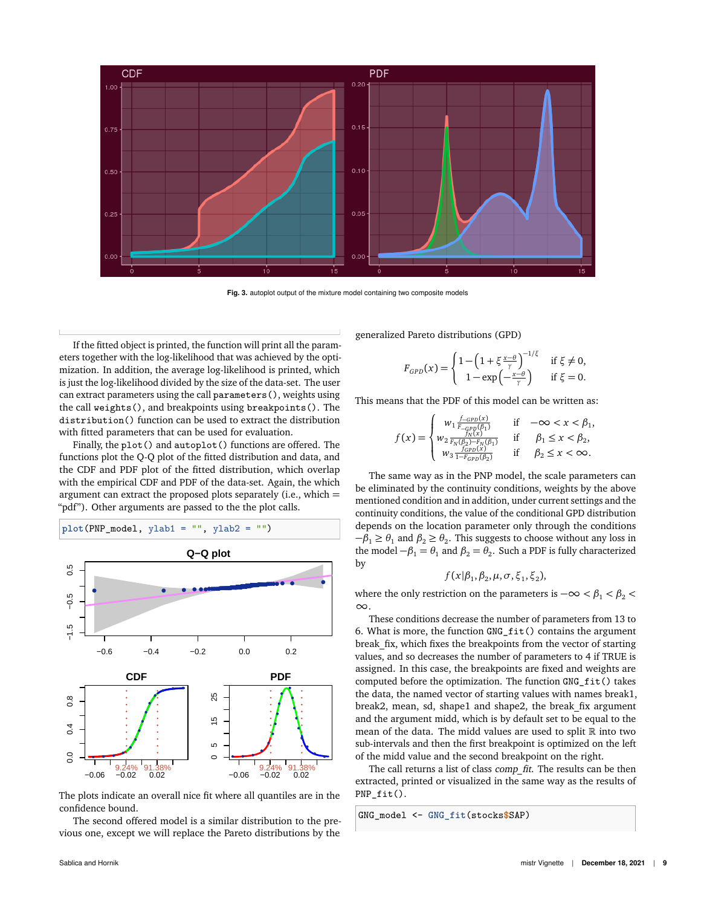Fig. 3. autoplot output of the mixture model containing two composite models

If the fitted object is printed, the function will print all the parameters together with the log-likelihood that was achieved by the optimization. In addition, the average log-likelihood is printed, which is just the log-likelihood divided by the size of the data-set. The user can extract parameters using the call `parameters()`, weights using the call `weights()`, and breakpoints using `breakpoints()`. The `distribution()` function can be used to extract the distribution with fitted parameters that can be used for evaluation.

Finally, the `plot()` and `autoplot()` functions are offered. The functions plot the Q-Q plot of the fitted distribution and data, and the CDF and PDF plot of the fitted distribution, which overlap with the empirical CDF and PDF of the data-set. Again, the which argument can extract the proposed plots separately (i.e., which = "pdf"). Other arguments are passed to the the plot calls.

```
plot(PNP_model, ylab1 = "", ylab2 = "")
```

The plots indicate an overall nice fit where all quantiles are in the confidence bound.

The second offered model is a similar distribution to the previous one, except we will replace the Pareto distributions by the generalized Pareto distributions (GPD)

$$F_{GPD}(x) = \begin{cases} 1-\left(1+\xi\frac{x-\theta}{\gamma}\right)^{-1/\xi} & \text{if } \xi \neq 0, \\ 1-\exp\left(-\frac{x-\theta}{\gamma}\right) & \text{if } \xi = 0. \end{cases}$$

This means that the PDF of this model can be written as:

$$f(x) = \begin{cases} w_1 \frac{f_{-GPD}(x)}{F_{-GPD}(\beta_1)} & \text{if } \; -\infty < x < \beta_1, \\ w_2 \frac{f_N(x)}{F_N(\beta_2)-F_N(\beta_1)} & \text{if } \; \beta_1 \leq x < \beta_2, \\ w_3 \frac{f_{GPD}(x)}{1-F_{GPD}(\beta_2)} & \text{if } \; \beta_2 \leq x < \infty. \end{cases}$$

The same way as in the PNP model, the scale parameters can be eliminated by the continuity conditions, weights by the above mentioned condition and in addition, under current settings and the continuity conditions, the value of the conditional GPD distribution depends on the location parameter only through the conditions $-\beta_1 \geq \theta_1$ and $\beta_2 \geq \theta_2$. This suggests to choose without any loss in the model $-\beta_1 = \theta_1$ and $\beta_2 = \theta_2$. Such a PDF is fully characterized by

$$f(x|\beta_1, \beta_2, \mu, \sigma, \xi_1, \xi_2),$$

where the only restriction on the parameters is $-\infty < \beta_1 < \beta_2 < \infty$.

These conditions decrease the number of parameters from 13 to 6. What is more, the function `GNG_fit()` contains the argument break_fix, which fixes the breakpoints from the vector of starting values, and so decreases the number of parameters to 4 if TRUE is assigned. In this case, the breakpoints are fixed and weights are computed before the optimization. The function `GNG_fit()` takes the data, the named vector of starting values with names break1, break2, mean, sd, shape1 and shape2, the break_fix argument and the argument midd, which is by default set to be equal to the mean of the data. The midd values are used to split $\mathbb{R}$ into two sub-intervals and then the first breakpoint is optimized on the left of the midd value and the second breakpoint on the right.

The call returns a list of class *comp_fit*. The results can be then extracted, printed or visualized in the same way as the results of `PNP_fit()`.

```
GNG_model <- GNG_fit(stocks$SAP)
```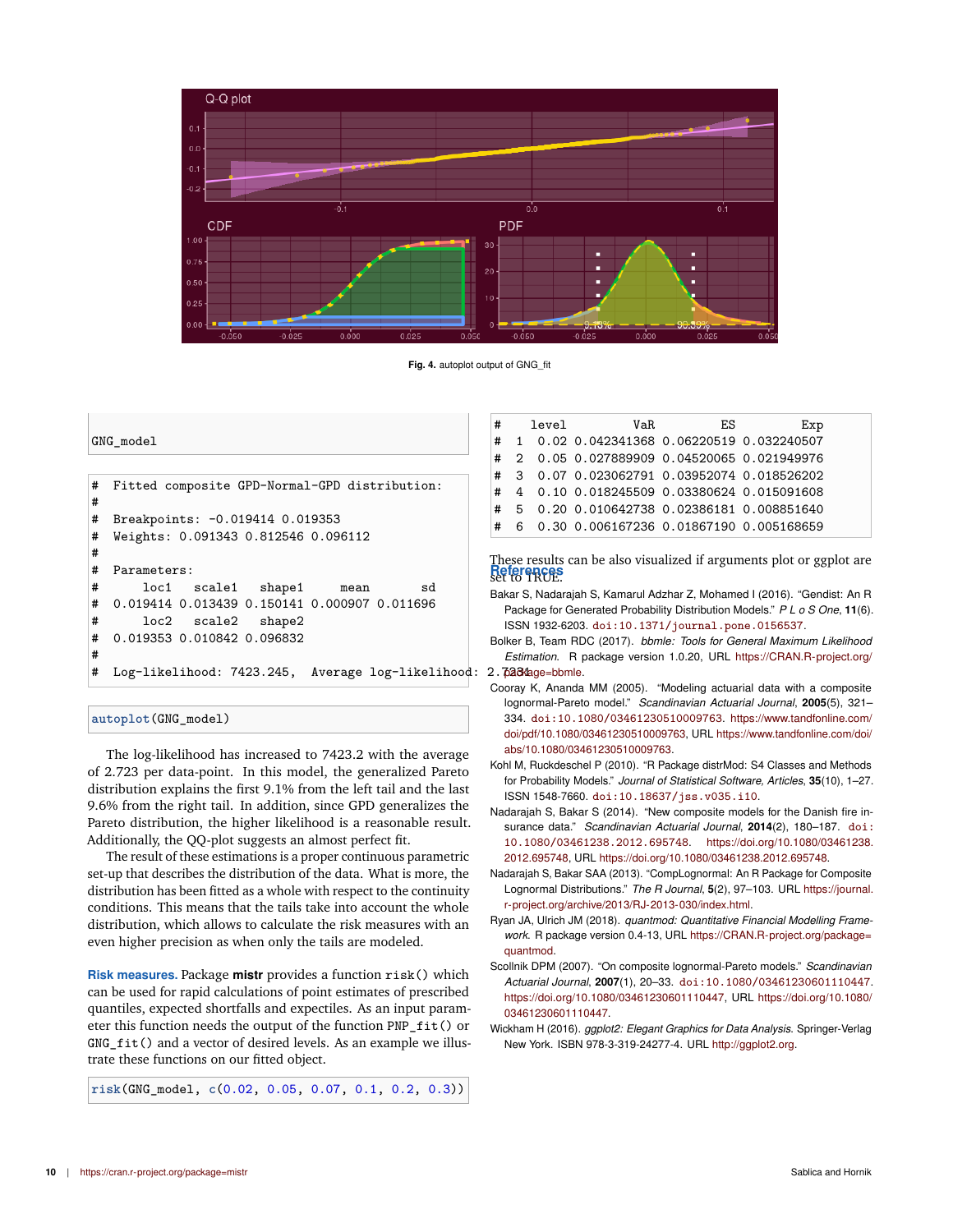Q-Q plot

0.1
0.0
-0.1
-0.2
-0.1
0.0
0.1

CDF

1.00
0.75
0.50
0.25
0.00
-0.050
-0.025
0.000
0.025
0.050

PDF

30
20
10
0
-0.050
-0.025
0.000
0.025
0.050
9.13%
90.39%

**Fig. 4.** autoplot output of GNG_fit

```
GNG_model
```

```
#  Fitted composite GPD-Normal-GPD distribution:
#
#  Breakpoints: -0.019414 0.019353
#  Weights: 0.091343 0.812546 0.096112
#
#  Parameters:
#      loc1   scale1   shape1     mean       sd
#  0.019414 0.013439 0.150141 0.000907 0.011696
#      loc2   scale2   shape2
#  0.019353 0.010842 0.096832
#
#  Log-likelihood: 7423.245,  Average log-likelihood: 2.7231
```

```
autoplot(GNG_model)
```

The log-likelihood has increased to 7423.2 with the average of 2.723 per data-point. In this model, the generalized Pareto distribution explains the first 9.1% from the left tail and the last 9.6% from the right tail. In addition, since GPD generalizes the Pareto distribution, the higher likelihood is a reasonable result. Additionally, the QQ-plot suggests an almost perfect fit.

The result of these estimations is a proper continuous parametric set-up that describes the distribution of the data. What is more, the distribution has been fitted as a whole with respect to the continuity conditions. This means that the tails take into account the whole distribution, which allows to calculate the risk measures with an even higher precision as when only the tails are modeled.

**Risk measures.** Package **mistr** provides a function `risk()` which can be used for rapid calculations of point estimates of prescribed quantiles, expected shortfalls and expectiles. As an input parameter this function needs the output of the function `PNP_fit()` or `GNG_fit()` and a vector of desired levels. As an example we illustrate these functions on our fitted object.

```
risk(GNG_model, c(0.02, 0.05, 0.07, 0.1, 0.2, 0.3))
```

```
#   level         VaR         ES         Exp
# 1  0.02 0.042341368 0.06220519 0.032240507
# 2  0.05 0.027889909 0.04520065 0.021949976
# 3  0.07 0.023062791 0.03952074 0.018526202
# 4  0.10 0.018245509 0.03380624 0.015091608
# 5  0.20 0.010642738 0.02386181 0.008851640
# 6  0.30 0.006167236 0.01867190 0.005168659
```

These results can be also visualized if arguments plot or ggplot are set to TRUE.

## References

Bakar S, Nadarajah S, Kamarul Adzhar Z, Mohamed I (2016). "Gendist: An R Package for Generated Probability Distribution Models." *P L o S One*, **11**(6). ISSN 1932-6203. doi:10.1371/journal.pone.0156537.

Bolker B, Team RDC (2017). *bbmle: Tools for General Maximum Likelihood Estimation*. R package version 1.0.20, URL https://CRAN.R-project.org/package=bbmle.

Cooray K, Ananda MM (2005). "Modeling actuarial data with a composite lognormal-Pareto model." *Scandinavian Actuarial Journal*, **2005**(5), 321–334. doi:10.1080/03461230510009763. https://www.tandfonline.com/doi/pdf/10.1080/03461230510009763, URL https://www.tandfonline.com/doi/abs/10.1080/03461230510009763.

Kohl M, Ruckdeschel P (2010). "R Package distrMod: S4 Classes and Methods for Probability Models." *Journal of Statistical Software, Articles*, **35**(10), 1–27. ISSN 1548-7660. doi:10.18637/jss.v035.i10.

Nadarajah S, Bakar S (2014). "New composite models for the Danish fire insurance data." *Scandinavian Actuarial Journal*, **2014**(2), 180–187. doi:10.1080/03461238.2012.695748. https://doi.org/10.1080/03461238.2012.695748, URL https://doi.org/10.1080/03461238.2012.695748.

Nadarajah S, Bakar SAA (2013). "CompLognormal: An R Package for Composite Lognormal Distributions." *The R Journal*, **5**(2), 97–103. URL https://journal.r-project.org/archive/2013/RJ-2013-030/index.html.

Ryan JA, Ulrich JM (2018). *quantmod: Quantitative Financial Modelling Framework*. R package version 0.4-13, URL https://CRAN.R-project.org/package=quantmod.

Scollnik DPM (2007). "On composite lognormal-Pareto models." *Scandinavian Actuarial Journal*, **2007**(1), 20–33. doi:10.1080/03461230601110447. https://doi.org/10.1080/03461230601110447, URL https://doi.org/10.1080/03461230601110447.

Wickham H (2016). *ggplot2: Elegant Graphics for Data Analysis*. Springer-Verlag New York. ISBN 978-3-319-24277-4. URL http://ggplot2.org.